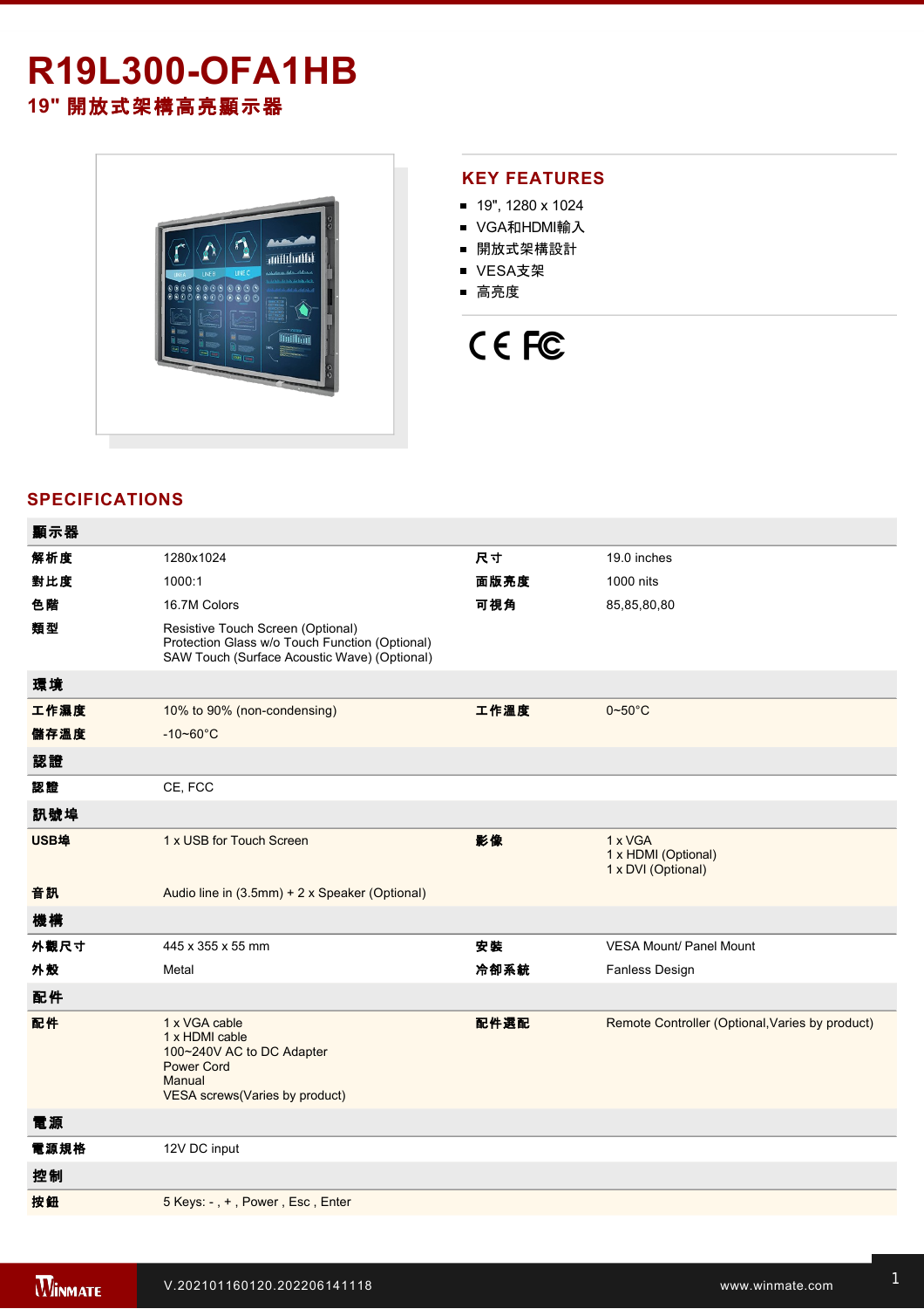# R19L300-OFA1HB

## 19" 開放式架構高亮顯示器

## KEY FEATURES

- 19", 1280 x 1024
- VGA和HDMI輸入
- 開放式架構設計
- VESA支架
- 高亮度

## SPECIFICATIONS

| 顯示器 | | | |
|---|---|---|---|
| 解析度 | 1280x1024 | 尺寸 | 19.0 inches |
| 對比度 | 1000:1 | 面版亮度 | 1000 nits |
| 色階 | 16.7M Colors | 可視角 | 85,85,80,80 |
| 類型 | Resistive Touch Screen (Optional)<br>Protection Glass w/o Touch Function (Optional)<br>SAW Touch (Surface Acoustic Wave) (Optional) | | |
| **環境** | | | |
| 工作濕度 | 10% to 90% (non-condensing) | 工作溫度 | 0~50°C |
| 儲存溫度 | -10~60°C | | |
| **認證** | | | |
| 認證 | CE, FCC | | |
| **訊號埠** | | | |
| USB埠 | 1 x USB for Touch Screen | 影像 | 1 x VGA<br>1 x HDMI (Optional)<br>1 x DVI (Optional) |
| 音訊 | Audio line in (3.5mm) + 2 x Speaker (Optional) | | |
| **機構** | | | |
| 外觀尺寸 | 445 x 355 x 55 mm | 安裝 | VESA Mount/ Panel Mount |
| 外殼 | Metal | 冷卻系統 | Fanless Design |
| **配件** | | | |
| 配件 | 1 x VGA cable<br>1 x HDMI cable<br>100~240V AC to DC Adapter<br>Power Cord<br>Manual<br>VESA screws(Varies by product) | 配件選配 | Remote Controller (Optional,Varies by product) |
| **電源** | | | |
| 電源規格 | 12V DC input | | |
| **控制** | | | |
| 按鈕 | 5 Keys: - , + , Power , Esc , Enter | | |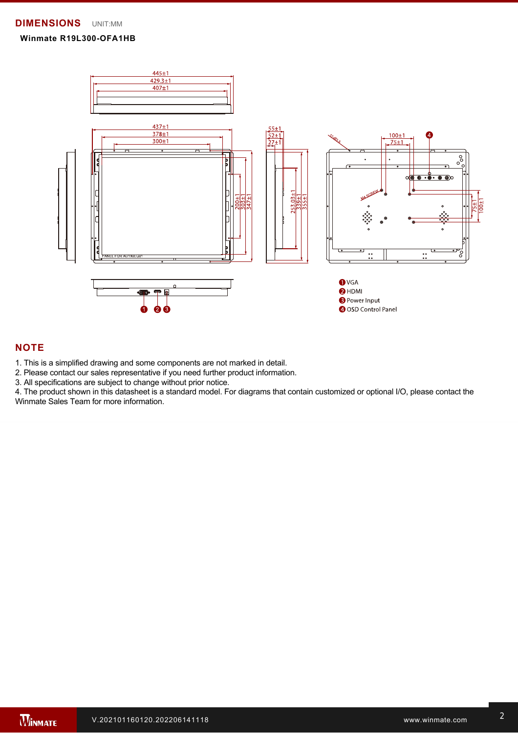## DIMENSIONS UNIT:MM

**Winmate R19L300-OFA1HB**

445±1
429.3±1
407±1

437±1
378±1
300±1

200±1
303±1
347±1

55±1
52±1
27±1

253.03±1
339±1
355±1

100±1
75±1

75±1
100±1

M4 SCREW

PANEL FOR AU19KEQ01

❶ VGA
❷ HDMI
❸ Power Input
❹ OSD Control Panel

## NOTE

1. This is a simplified drawing and some components are not marked in detail.
2. Please contact our sales representative if you need further product information.
3. All specifications are subject to change without prior notice.
4. The product shown in this datasheet is a standard model. For diagrams that contain customized or optional I/O, please contact the Winmate Sales Team for more information.